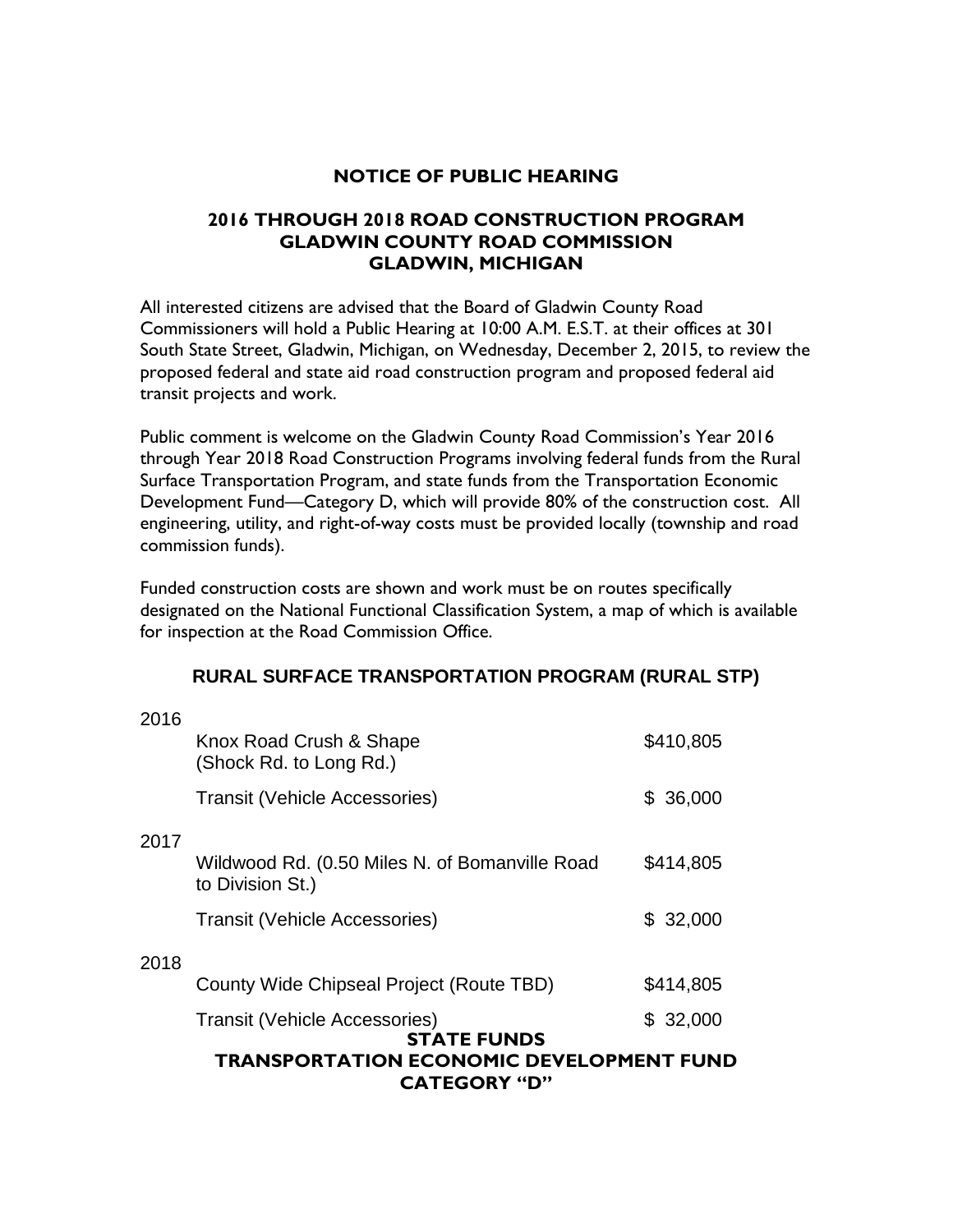# NOTICE OF PUBLIC HEARING

## 2016 THROUGH 2018 ROAD CONSTRUCTION PROGRAM
## GLADWIN COUNTY ROAD COMMISSION
## GLADWIN, MICHIGAN

All interested citizens are advised that the Board of Gladwin County Road Commissioners will hold a Public Hearing at 10:00 A.M. E.S.T. at their offices at 301 South State Street, Gladwin, Michigan, on Wednesday, December 2, 2015, to review the proposed federal and state aid road construction program and proposed federal aid transit projects and work.

Public comment is welcome on the Gladwin County Road Commission's Year 2016 through Year 2018 Road Construction Programs involving federal funds from the Rural Surface Transportation Program, and state funds from the Transportation Economic Development Fund—Category D, which will provide 80% of the construction cost. All engineering, utility, and right-of-way costs must be provided locally (township and road commission funds).

Funded construction costs are shown and work must be on routes specifically designated on the National Functional Classification System, a map of which is available for inspection at the Road Commission Office.

### RURAL SURFACE TRANSPORTATION PROGRAM (RURAL STP)

| Year | Project | Cost |
|---|---|---|
| 2016 | Knox Road Crush & Shape (Shock Rd. to Long Rd.) | $410,805 |
| | Transit (Vehicle Accessories) | $ 36,000 |
| 2017 | Wildwood Rd. (0.50 Miles N. of Bomanville Road to Division St.) | $414,805 |
| | Transit (Vehicle Accessories) | $ 32,000 |
| 2018 | County Wide Chipseal Project (Route TBD) | $414,805 |
| | Transit (Vehicle Accessories) | $ 32,000 |

### STATE FUNDS
### TRANSPORTATION ECONOMIC DEVELOPMENT FUND
### CATEGORY "D"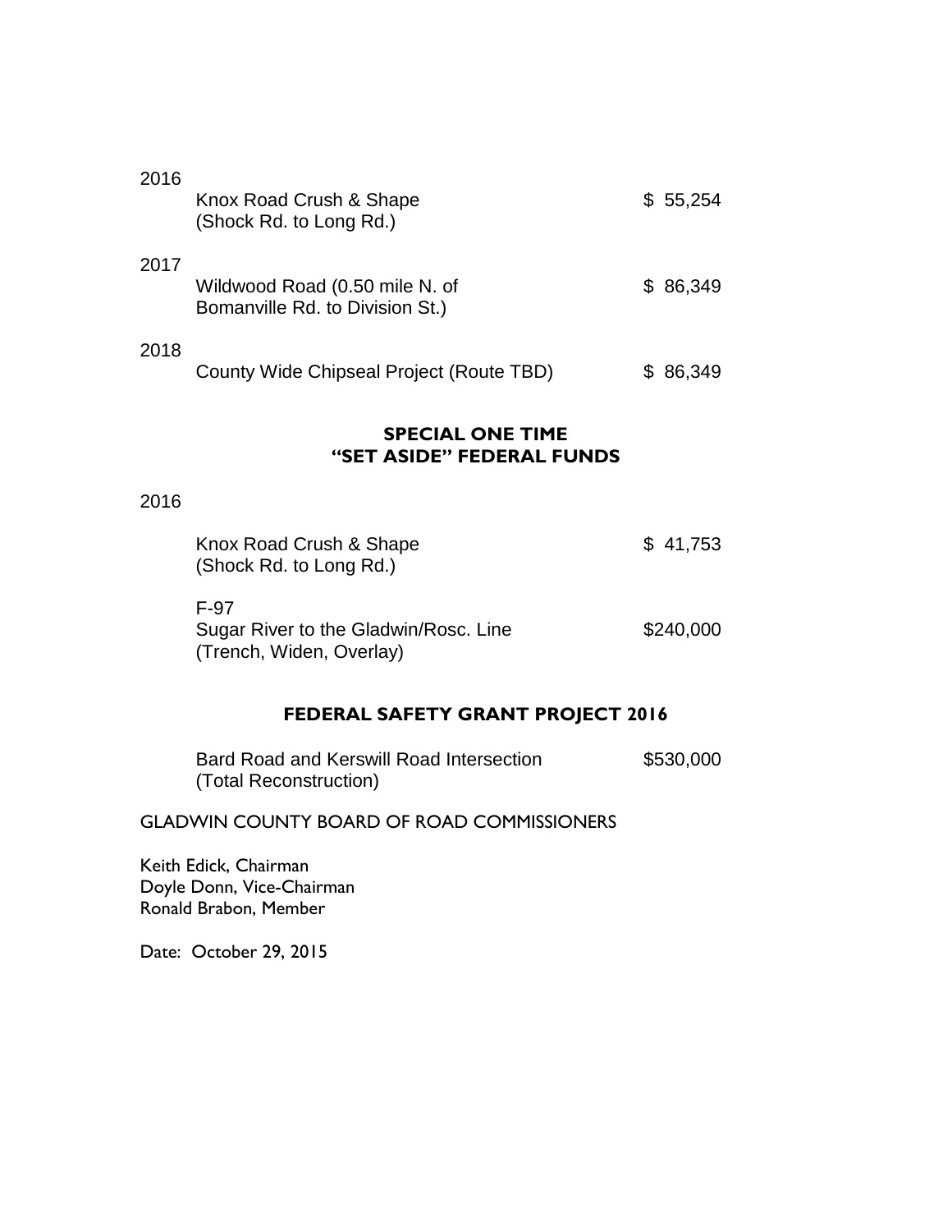2016

Knox Road Crush & Shape
(Shock Rd. to Long Rd.) $ 55,254

2017

Wildwood Road (0.50 mile N. of
Bomanville Rd. to Division St.) $ 86,349

2018

County Wide Chipseal Project (Route TBD) $ 86,349

## SPECIAL ONE TIME "SET ASIDE" FEDERAL FUNDS

2016

Knox Road Crush & Shape
(Shock Rd. to Long Rd.) $ 41,753

F-97
Sugar River to the Gladwin/Rosc. Line
(Trench, Widen, Overlay) $240,000

## FEDERAL SAFETY GRANT PROJECT 2016

Bard Road and Kerswill Road Intersection
(Total Reconstruction) $530,000

GLADWIN COUNTY BOARD OF ROAD COMMISSIONERS

Keith Edick, Chairman
Doyle Donn, Vice-Chairman
Ronald Brabon, Member

Date: October 29, 2015